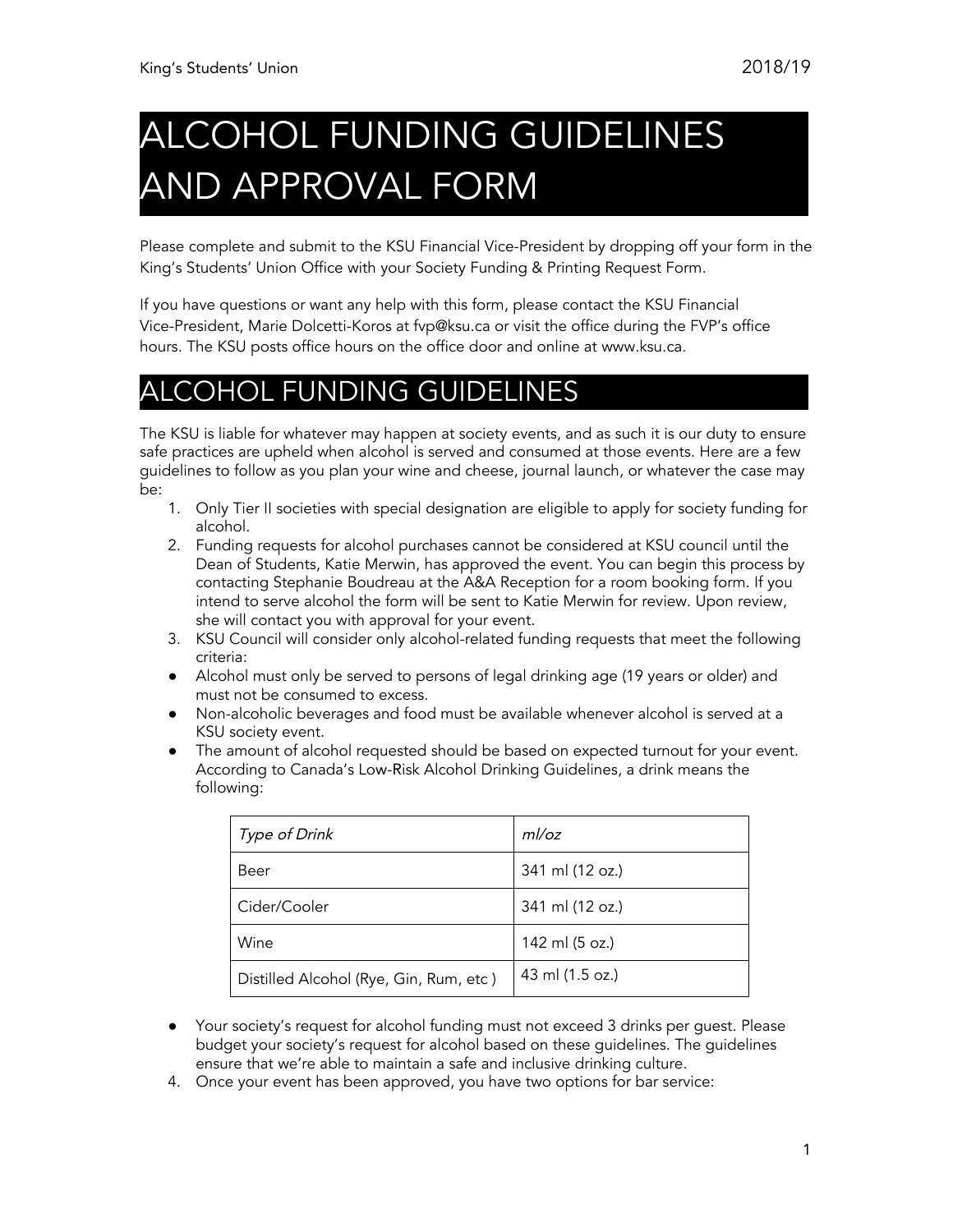King's Students' Union 2018/19

# ALCOHOL FUNDING GUIDELINES AND APPROVAL FORM

Please complete and submit to the KSU Financial Vice-President by dropping off your form in the King's Students' Union Office with your Society Funding & Printing Request Form.

If you have questions or want any help with this form, please contact the KSU Financial Vice-President, Marie Dolcetti-Koros at fvp@ksu.ca or visit the office during the FVP's office hours. The KSU posts office hours on the office door and online at www.ksu.ca.

## ALCOHOL FUNDING GUIDELINES

The KSU is liable for whatever may happen at society events, and as such it is our duty to ensure safe practices are upheld when alcohol is served and consumed at those events. Here are a few guidelines to follow as you plan your wine and cheese, journal launch, or whatever the case may be:

1. Only Tier II societies with special designation are eligible to apply for society funding for alcohol.
2. Funding requests for alcohol purchases cannot be considered at KSU council until the Dean of Students, Katie Merwin, has approved the event. You can begin this process by contacting Stephanie Boudreau at the A&A Reception for a room booking form. If you intend to serve alcohol the form will be sent to Katie Merwin for review. Upon review, she will contact you with approval for your event.
3. KSU Council will consider only alcohol-related funding requests that meet the following criteria:

- Alcohol must only be served to persons of legal drinking age (19 years or older) and must not be consumed to excess.
- Non-alcoholic beverages and food must be available whenever alcohol is served at a KSU society event.
- The amount of alcohol requested should be based on expected turnout for your event. According to Canada's Low-Risk Alcohol Drinking Guidelines, a drink means the following:

| *Type of Drink* | *ml/oz* |
|---|---|
| Beer | 341 ml (12 oz.) |
| Cider/Cooler | 341 ml (12 oz.) |
| Wine | 142 ml (5 oz.) |
| Distilled Alcohol (Rye, Gin, Rum, etc ) | 43 ml (1.5 oz.) |

- Your society's request for alcohol funding must not exceed 3 drinks per guest. Please budget your society's request for alcohol based on these guidelines. The guidelines ensure that we're able to maintain a safe and inclusive drinking culture.

4. Once your event has been approved, you have two options for bar service: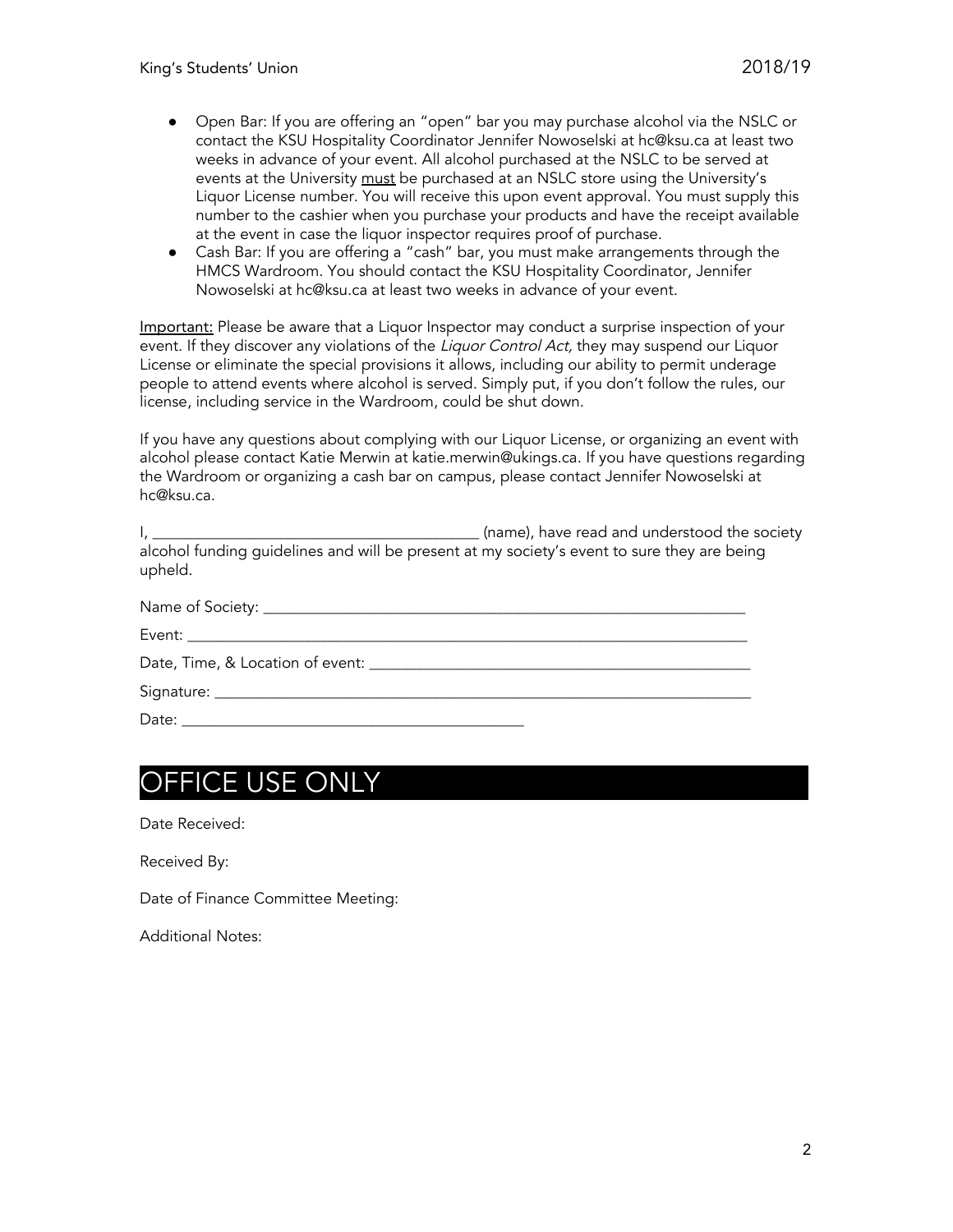- Open Bar: If you are offering an "open" bar you may purchase alcohol via the NSLC or contact the KSU Hospitality Coordinator Jennifer Nowoselski at hc@ksu.ca at least two weeks in advance of your event. All alcohol purchased at the NSLC to be served at events at the University <u>must</u> be purchased at an NSLC store using the University's Liquor License number. You will receive this upon event approval. You must supply this number to the cashier when you purchase your products and have the receipt available at the event in case the liquor inspector requires proof of purchase.
- Cash Bar: If you are offering a "cash" bar, you must make arrangements through the HMCS Wardroom. You should contact the KSU Hospitality Coordinator, Jennifer Nowoselski at hc@ksu.ca at least two weeks in advance of your event.

<u>Important:</u> Please be aware that a Liquor Inspector may conduct a surprise inspection of your event. If they discover any violations of the *Liquor Control Act,* they may suspend our Liquor License or eliminate the special provisions it allows, including our ability to permit underage people to attend events where alcohol is served. Simply put, if you don't follow the rules, our license, including service in the Wardroom, could be shut down.

If you have any questions about complying with our Liquor License, or organizing an event with alcohol please contact Katie Merwin at katie.merwin@ukings.ca. If you have questions regarding the Wardroom or organizing a cash bar on campus, please contact Jennifer Nowoselski at hc@ksu.ca.

I, ________________________________________ (name), have read and understood the society alcohol funding guidelines and will be present at my society's event to sure they are being upheld.

Name of Society: ____________________________________________________________

Event: ______________________________________________________________________

Date, Time, & Location of event: _______________________________________________

Signature: __________________________________________________________________

Date: __________________________________________

# OFFICE USE ONLY

Date Received:

Received By:

Date of Finance Committee Meeting:

Additional Notes: